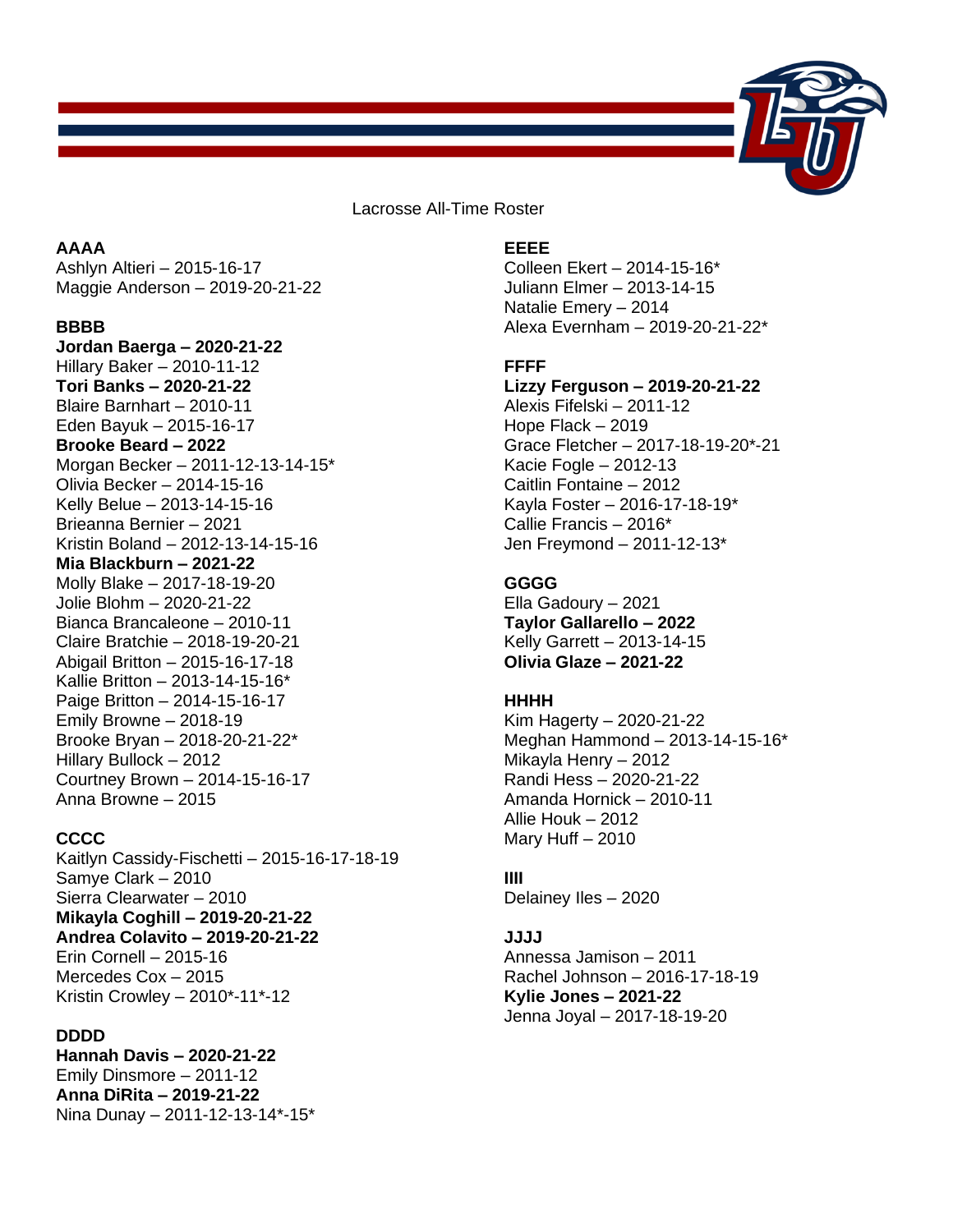Lacrosse All-Time Roster

**AAAA**
Ashlyn Altieri – 2015-16-17
Maggie Anderson – 2019-20-21-22

**BBBB**
**Jordan Baerga – 2020-21-22**
Hillary Baker – 2010-11-12
**Tori Banks – 2020-21-22**
Blaire Barnhart – 2010-11
Eden Bayuk – 2015-16-17
**Brooke Beard – 2022**
Morgan Becker – 2011-12-13-14-15*
Olivia Becker – 2014-15-16
Kelly Belue – 2013-14-15-16
Brieanna Bernier – 2021
Kristin Boland – 2012-13-14-15-16
**Mia Blackburn – 2021-22**
Molly Blake – 2017-18-19-20
Jolie Blohm – 2020-21-22
Bianca Brancaleone – 2010-11
Claire Bratchie – 2018-19-20-21
Abigail Britton – 2015-16-17-18
Kallie Britton – 2013-14-15-16*
Paige Britton – 2014-15-16-17
Emily Browne – 2018-19
Brooke Bryan – 2018-20-21-22*
Hillary Bullock – 2012
Courtney Brown – 2014-15-16-17
Anna Browne – 2015

**CCCC**
Kaitlyn Cassidy-Fischetti – 2015-16-17-18-19
Samye Clark – 2010
Sierra Clearwater – 2010
**Mikayla Coghill – 2019-20-21-22**
**Andrea Colavito – 2019-20-21-22**
Erin Cornell – 2015-16
Mercedes Cox – 2015
Kristin Crowley – 2010*-11*-12

**DDDD**
**Hannah Davis – 2020-21-22**
Emily Dinsmore – 2011-12
**Anna DiRita – 2019-21-22**
Nina Dunay – 2011-12-13-14*-15*

**EEEE**
Colleen Ekert – 2014-15-16*
Juliann Elmer – 2013-14-15
Natalie Emery – 2014
Alexa Evernham – 2019-20-21-22*

**FFFF**
**Lizzy Ferguson – 2019-20-21-22**
Alexis Fifelski – 2011-12
Hope Flack – 2019
Grace Fletcher – 2017-18-19-20*-21
Kacie Fogle – 2012-13
Caitlin Fontaine – 2012
Kayla Foster – 2016-17-18-19*
Callie Francis – 2016*
Jen Freymond – 2011-12-13*

**GGGG**
Ella Gadoury – 2021
**Taylor Gallarello – 2022**
Kelly Garrett – 2013-14-15
**Olivia Glaze – 2021-22**

**HHHH**
Kim Hagerty – 2020-21-22
Meghan Hammond – 2013-14-15-16*
Mikayla Henry – 2012
Randi Hess – 2020-21-22
Amanda Hornick – 2010-11
Allie Houk – 2012
Mary Huff – 2010

**IIII**
Delainey Iles – 2020

**JJJJ**
Annessa Jamison – 2011
Rachel Johnson – 2016-17-18-19
**Kylie Jones – 2021-22**
Jenna Joyal – 2017-18-19-20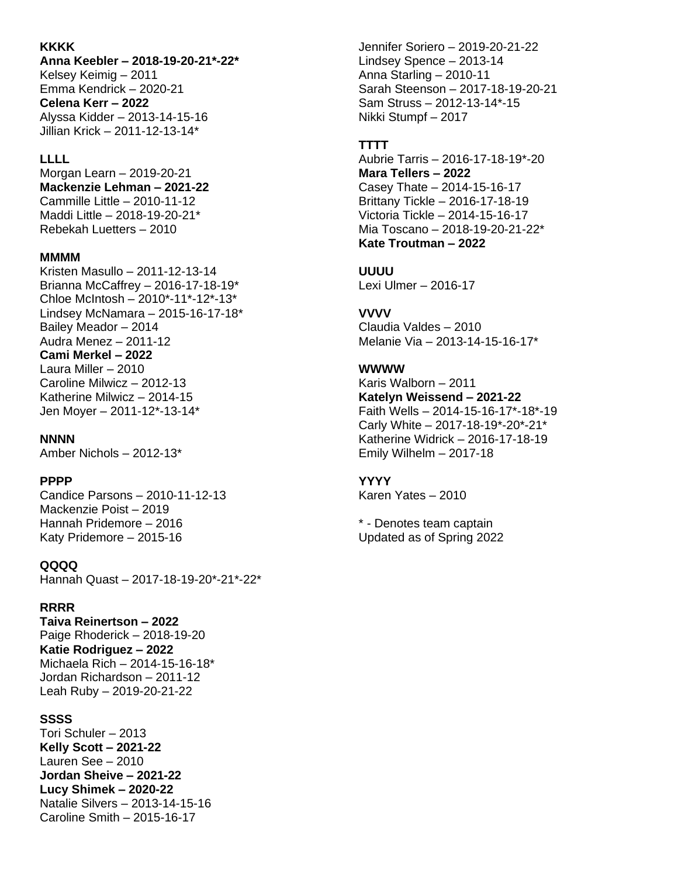**KKKK**
**Anna Keebler – 2018-19-20-21*-22***
Kelsey Keimig – 2011
Emma Kendrick – 2020-21
**Celena Kerr – 2022**
Alyssa Kidder – 2013-14-15-16
Jillian Krick – 2011-12-13-14*

**LLLL**
Morgan Learn – 2019-20-21
**Mackenzie Lehman – 2021-22**
Cammille Little – 2010-11-12
Maddi Little – 2018-19-20-21*
Rebekah Luetters – 2010

**MMMM**
Kristen Masullo – 2011-12-13-14
Brianna McCaffrey – 2016-17-18-19*
Chloe McIntosh – 2010*-11*-12*-13*
Lindsey McNamara – 2015-16-17-18*
Bailey Meador – 2014
Audra Menez – 2011-12
**Cami Merkel – 2022**
Laura Miller – 2010
Caroline Milwicz – 2012-13
Katherine Milwicz – 2014-15
Jen Moyer – 2011-12*-13-14*

**NNNN**
Amber Nichols – 2012-13*

**PPPP**
Candice Parsons – 2010-11-12-13
Mackenzie Poist – 2019
Hannah Pridemore – 2016
Katy Pridemore – 2015-16

**QQQQ**
Hannah Quast – 2017-18-19-20*-21*-22*

**RRRR**
**Taiva Reinertson – 2022**
Paige Rhoderick – 2018-19-20
**Katie Rodriguez – 2022**
Michaela Rich – 2014-15-16-18*
Jordan Richardson – 2011-12
Leah Ruby – 2019-20-21-22

**SSSS**
Tori Schuler – 2013
**Kelly Scott – 2021-22**
Lauren See – 2010
**Jordan Sheive – 2021-22**
**Lucy Shimek – 2020-22**
Natalie Silvers – 2013-14-15-16
Caroline Smith – 2015-16-17
Jennifer Soriero – 2019-20-21-22
Lindsey Spence – 2013-14
Anna Starling – 2010-11
Sarah Steenson – 2017-18-19-20-21
Sam Struss – 2012-13-14*-15
Nikki Stumpf – 2017

**TTTT**
Aubrie Tarris – 2016-17-18-19*-20
**Mara Tellers – 2022**
Casey Thate – 2014-15-16-17
Brittany Tickle – 2016-17-18-19
Victoria Tickle – 2014-15-16-17
Mia Toscano – 2018-19-20-21-22*
**Kate Troutman – 2022**

**UUUU**
Lexi Ulmer – 2016-17

**VVVV**
Claudia Valdes – 2010
Melanie Via – 2013-14-15-16-17*

**WWWW**
Karis Walborn – 2011
**Katelyn Weissend – 2021-22**
Faith Wells – 2014-15-16-17*-18*-19
Carly White – 2017-18-19*-20*-21*
Katherine Widrick – 2016-17-18-19
Emily Wilhelm – 2017-18

**YYYY**
Karen Yates – 2010

* - Denotes team captain
Updated as of Spring 2022